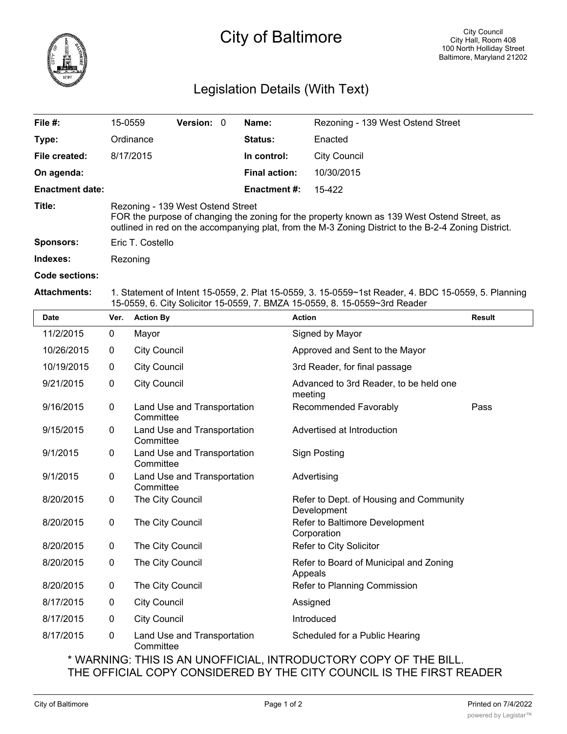# City of Baltimore

City Council
City Hall, Room 408
100 North Holliday Street
Baltimore, Maryland 21202

## Legislation Details (With Text)

| | | | |
|---|---|---|---|
| **File #:** | 15-0559 **Version:** 0 | **Name:** | Rezoning - 139 West Ostend Street |
| **Type:** | Ordinance | **Status:** | Enacted |
| **File created:** | 8/17/2015 | **In control:** | City Council |
| **On agenda:** | | **Final action:** | 10/30/2015 |
| **Enactment date:** | | **Enactment #:** | 15-422 |

**Title:** Rezoning - 139 West Ostend Street
FOR the purpose of changing the zoning for the property known as 139 West Ostend Street, as outlined in red on the accompanying plat, from the M-3 Zoning District to the B-2-4 Zoning District.

**Sponsors:** Eric T. Costello

**Indexes:** Rezoning

**Code sections:**

**Attachments:** 1. Statement of Intent 15-0559, 2. Plat 15-0559, 3. 15-0559~1st Reader, 4. BDC 15-0559, 5. Planning 15-0559, 6. City Solicitor 15-0559, 7. BMZA 15-0559, 8. 15-0559~3rd Reader

| Date | Ver. | Action By | Action | Result |
|---|---|---|---|---|
| 11/2/2015 | 0 | Mayor | Signed by Mayor | |
| 10/26/2015 | 0 | City Council | Approved and Sent to the Mayor | |
| 10/19/2015 | 0 | City Council | 3rd Reader, for final passage | |
| 9/21/2015 | 0 | City Council | Advanced to 3rd Reader, to be held one meeting | |
| 9/16/2015 | 0 | Land Use and Transportation Committee | Recommended Favorably | Pass |
| 9/15/2015 | 0 | Land Use and Transportation Committee | Advertised at Introduction | |
| 9/1/2015 | 0 | Land Use and Transportation Committee | Sign Posting | |
| 9/1/2015 | 0 | Land Use and Transportation Committee | Advertising | |
| 8/20/2015 | 0 | The City Council | Refer to Dept. of Housing and Community Development | |
| 8/20/2015 | 0 | The City Council | Refer to Baltimore Development Corporation | |
| 8/20/2015 | 0 | The City Council | Refer to City Solicitor | |
| 8/20/2015 | 0 | The City Council | Refer to Board of Municipal and Zoning Appeals | |
| 8/20/2015 | 0 | The City Council | Refer to Planning Commission | |
| 8/17/2015 | 0 | City Council | Assigned | |
| 8/17/2015 | 0 | City Council | Introduced | |
| 8/17/2015 | 0 | Land Use and Transportation Committee | Scheduled for a Public Hearing | |

\* WARNING: THIS IS AN UNOFFICIAL, INTRODUCTORY COPY OF THE BILL.
THE OFFICIAL COPY CONSIDERED BY THE CITY COUNCIL IS THE FIRST READER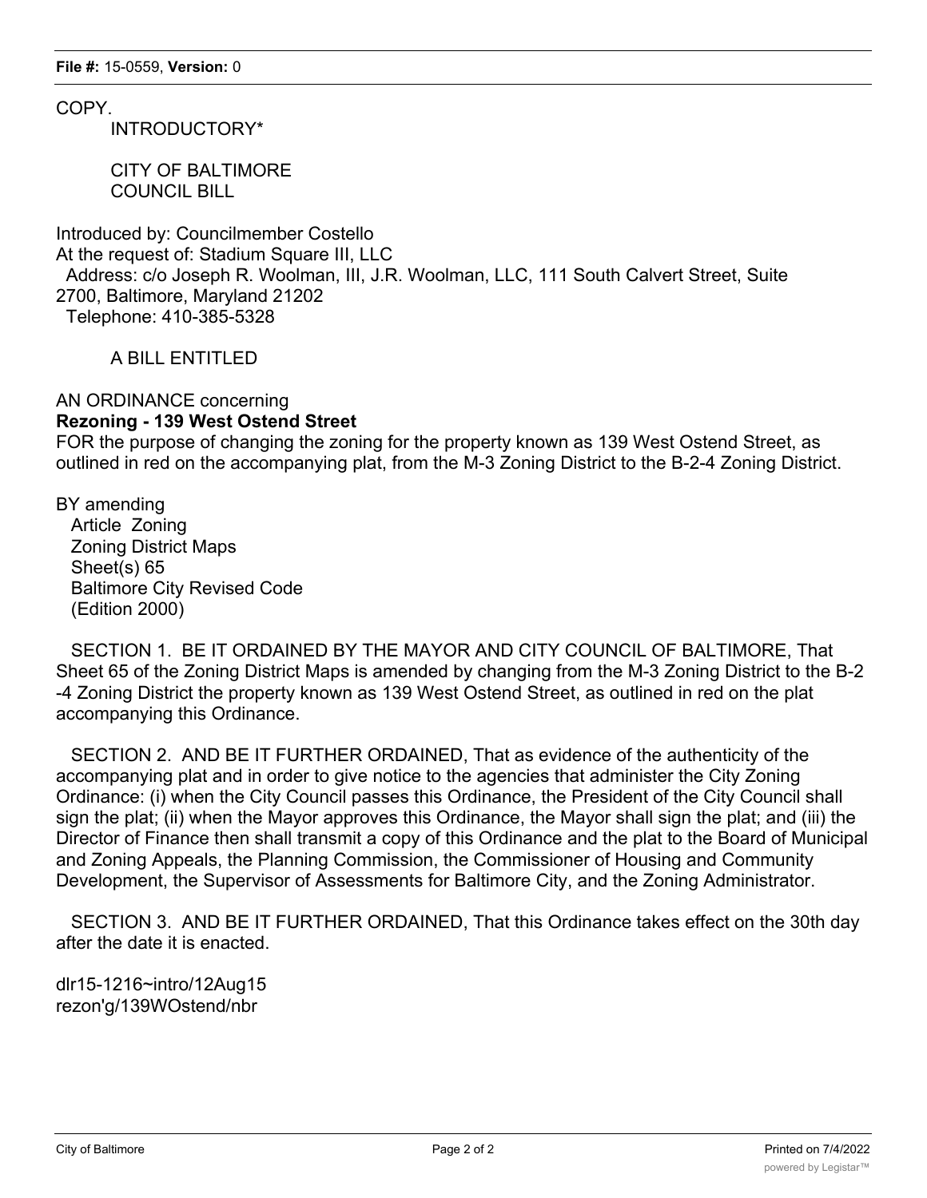**File #:** 15-0559, **Version:** 0

COPY.

INTRODUCTORY*

CITY OF BALTIMORE
COUNCIL BILL

Introduced by: Councilmember Costello
At the request of: Stadium Square III, LLC
Address: c/o Joseph R. Woolman, III, J.R. Woolman, LLC, 111 South Calvert Street, Suite 2700, Baltimore, Maryland 21202
Telephone: 410-385-5328

A BILL ENTITLED

AN ORDINANCE concerning
**Rezoning - 139 West Ostend Street**
FOR the purpose of changing the zoning for the property known as 139 West Ostend Street, as outlined in red on the accompanying plat, from the M-3 Zoning District to the B-2-4 Zoning District.

BY amending
Article Zoning
Zoning District Maps
Sheet(s) 65
Baltimore City Revised Code
(Edition 2000)

SECTION 1. BE IT ORDAINED BY THE MAYOR AND CITY COUNCIL OF BALTIMORE, That Sheet 65 of the Zoning District Maps is amended by changing from the M-3 Zoning District to the B-2-4 Zoning District the property known as 139 West Ostend Street, as outlined in red on the plat accompanying this Ordinance.

SECTION 2. AND BE IT FURTHER ORDAINED, That as evidence of the authenticity of the accompanying plat and in order to give notice to the agencies that administer the City Zoning Ordinance: (i) when the City Council passes this Ordinance, the President of the City Council shall sign the plat; (ii) when the Mayor approves this Ordinance, the Mayor shall sign the plat; and (iii) the Director of Finance then shall transmit a copy of this Ordinance and the plat to the Board of Municipal and Zoning Appeals, the Planning Commission, the Commissioner of Housing and Community Development, the Supervisor of Assessments for Baltimore City, and the Zoning Administrator.

SECTION 3. AND BE IT FURTHER ORDAINED, That this Ordinance takes effect on the 30th day after the date it is enacted.

dlr15-1216~intro/12Aug15
rezon'g/139WOstend/nbr